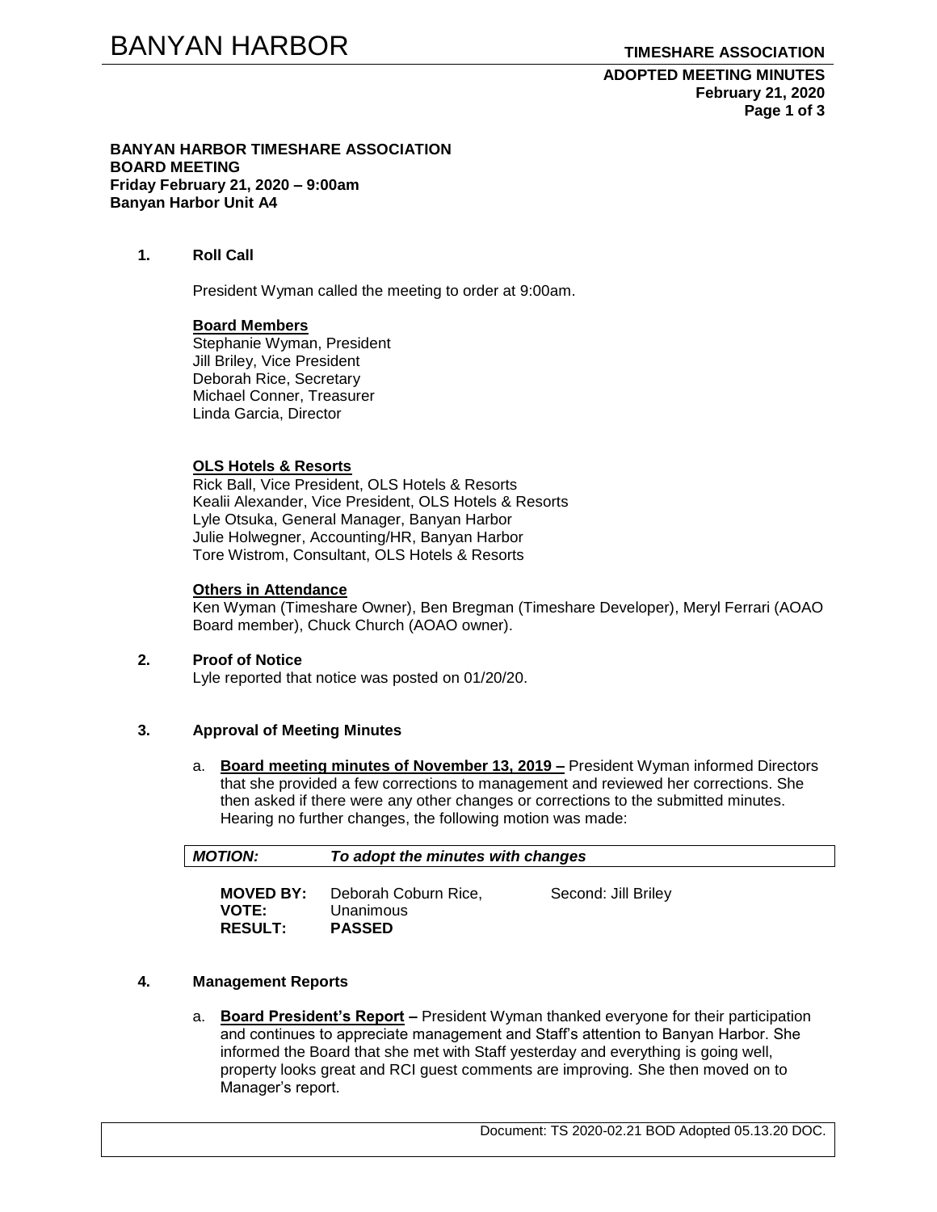**BANYAN HARBOR TIMESHARE ASSOCIATION**
**BOARD MEETING**
**Friday February 21, 2020 – 9:00am**
**Banyan Harbor Unit A4**

**1. Roll Call**

President Wyman called the meeting to order at 9:00am.

**Board Members**
Stephanie Wyman, President
Jill Briley, Vice President
Deborah Rice, Secretary
Michael Conner, Treasurer
Linda Garcia, Director

**OLS Hotels & Resorts**
Rick Ball, Vice President, OLS Hotels & Resorts
Kealii Alexander, Vice President, OLS Hotels & Resorts
Lyle Otsuka, General Manager, Banyan Harbor
Julie Holwegner, Accounting/HR, Banyan Harbor
Tore Wistrom, Consultant, OLS Hotels & Resorts

**Others in Attendance**
Ken Wyman (Timeshare Owner), Ben Bregman (Timeshare Developer), Meryl Ferrari (AOAO Board member), Chuck Church (AOAO owner).

**2. Proof of Notice**
Lyle reported that notice was posted on 01/20/20.

**3. Approval of Meeting Minutes**

a. **Board meeting minutes of November 13, 2019 –** President Wyman informed Directors that she provided a few corrections to management and reviewed her corrections. She then asked if there were any other changes or corrections to the submitted minutes. Hearing no further changes, the following motion was made:

| ***MOTION:*** | ***To adopt the minutes with changes*** |
|---|---|

**MOVED BY:** Deborah Coburn Rice, Second: Jill Briley
**VOTE:** Unanimous
**RESULT:** **PASSED**

**4. Management Reports**

a. **Board President's Report –** President Wyman thanked everyone for their participation and continues to appreciate management and Staff's attention to Banyan Harbor. She informed the Board that she met with Staff yesterday and everything is going well, property looks great and RCI guest comments are improving. She then moved on to Manager's report.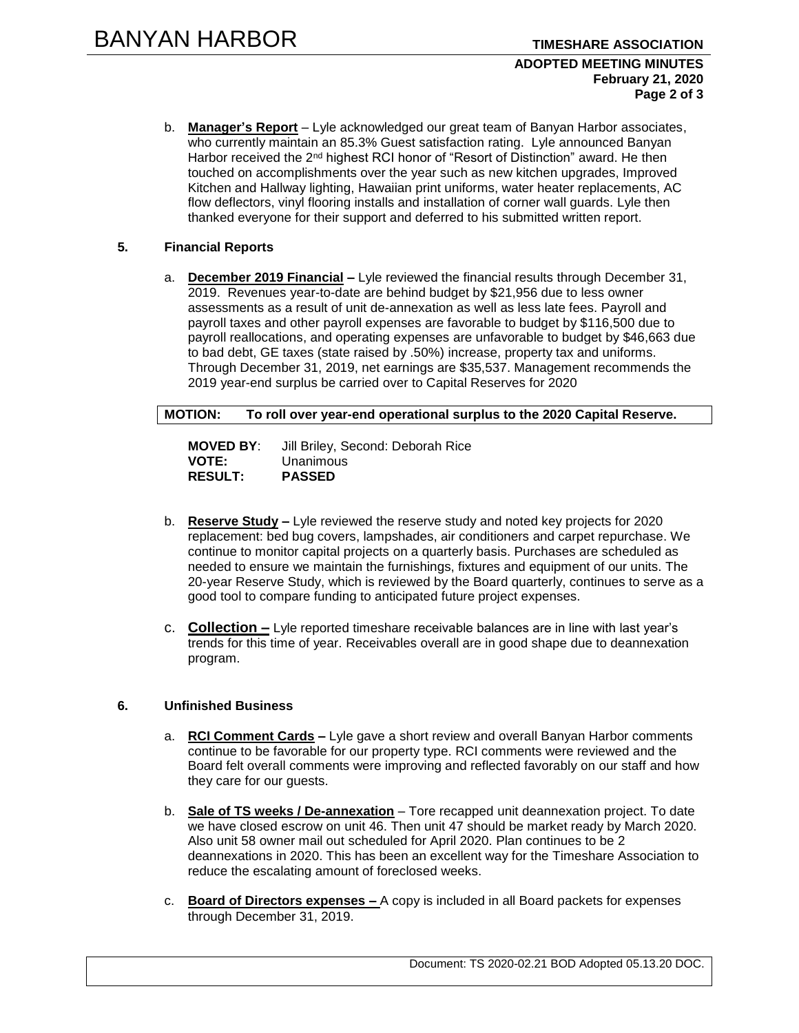b. **Manager's Report** – Lyle acknowledged our great team of Banyan Harbor associates, who currently maintain an 85.3% Guest satisfaction rating. Lyle announced Banyan Harbor received the 2nd highest RCI honor of "Resort of Distinction" award. He then touched on accomplishments over the year such as new kitchen upgrades, Improved Kitchen and Hallway lighting, Hawaiian print uniforms, water heater replacements, AC flow deflectors, vinyl flooring installs and installation of corner wall guards. Lyle then thanked everyone for their support and deferred to his submitted written report.

## 5. Financial Reports

a. **December 2019 Financial –** Lyle reviewed the financial results through December 31, 2019. Revenues year-to-date are behind budget by $21,956 due to less owner assessments as a result of unit de-annexation as well as less late fees. Payroll and payroll taxes and other payroll expenses are favorable to budget by $116,500 due to payroll reallocations, and operating expenses are unfavorable to budget by $46,663 due to bad debt, GE taxes (state raised by .50%) increase, property tax and uniforms. Through December 31, 2019, net earnings are $35,537. Management recommends the 2019 year-end surplus be carried over to Capital Reserves for 2020

**MOTION: To roll over year-end operational surplus to the 2020 Capital Reserve.**

**MOVED BY**: Jill Briley, Second: Deborah Rice
**VOTE:** Unanimous
**RESULT:** **PASSED**

b. **Reserve Study –** Lyle reviewed the reserve study and noted key projects for 2020 replacement: bed bug covers, lampshades, air conditioners and carpet repurchase. We continue to monitor capital projects on a quarterly basis. Purchases are scheduled as needed to ensure we maintain the furnishings, fixtures and equipment of our units. The 20-year Reserve Study, which is reviewed by the Board quarterly, continues to serve as a good tool to compare funding to anticipated future project expenses.

c. **Collection –** Lyle reported timeshare receivable balances are in line with last year's trends for this time of year. Receivables overall are in good shape due to deannexation program.

## 6. Unfinished Business

a. **RCI Comment Cards –** Lyle gave a short review and overall Banyan Harbor comments continue to be favorable for our property type. RCI comments were reviewed and the Board felt overall comments were improving and reflected favorably on our staff and how they care for our guests.

b. **Sale of TS weeks / De-annexation** – Tore recapped unit deannexation project. To date we have closed escrow on unit 46. Then unit 47 should be market ready by March 2020. Also unit 58 owner mail out scheduled for April 2020. Plan continues to be 2 deannexations in 2020. This has been an excellent way for the Timeshare Association to reduce the escalating amount of foreclosed weeks.

c. **Board of Directors expenses –** A copy is included in all Board packets for expenses through December 31, 2019.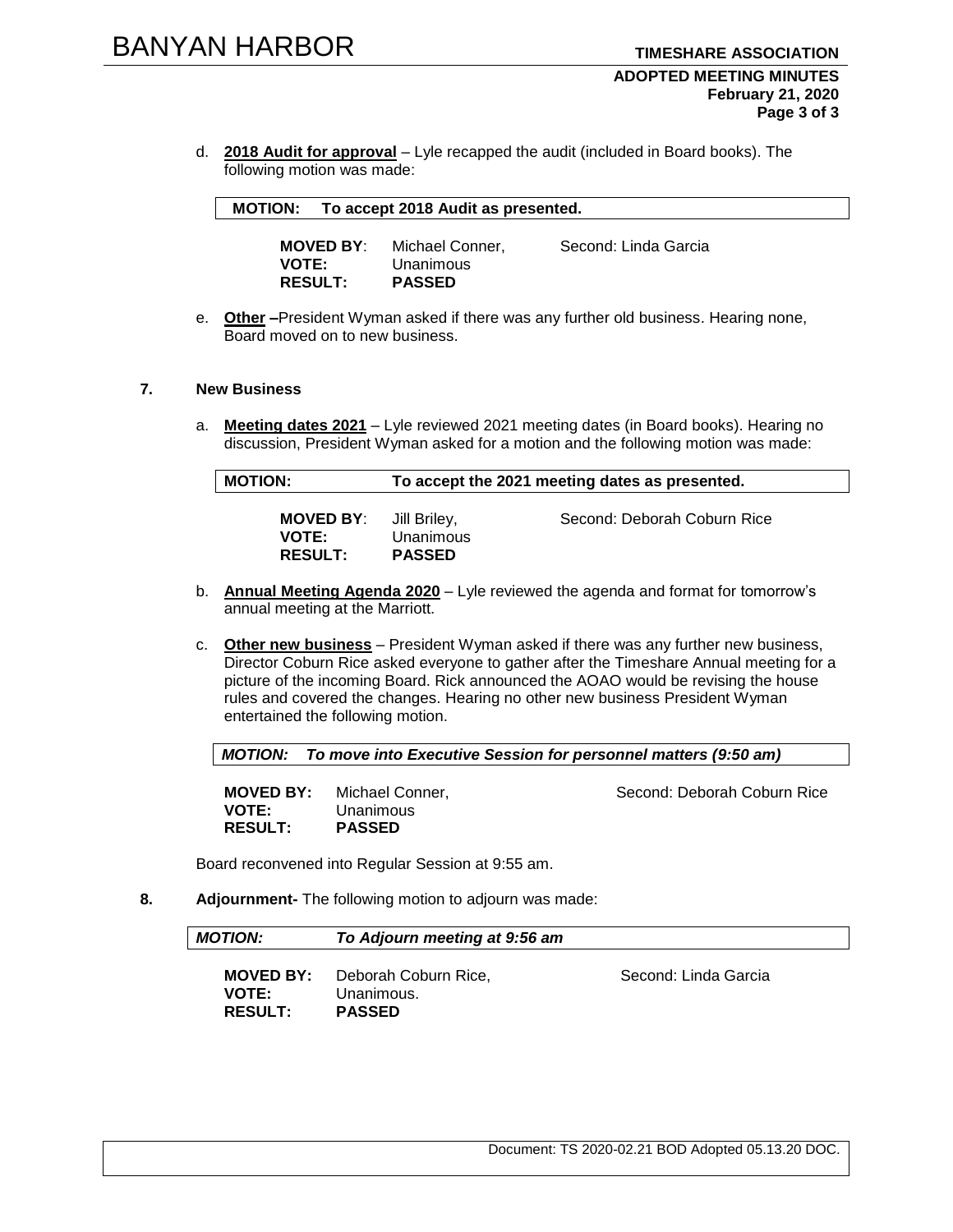d. **2018 Audit for approval** – Lyle recapped the audit (included in Board books). The following motion was made:

**MOTION: To accept 2018 Audit as presented.**

**MOVED BY**: Michael Conner, Second: Linda Garcia
**VOTE:** Unanimous
**RESULT:** **PASSED**

e. **Other** –President Wyman asked if there was any further old business. Hearing none, Board moved on to new business.

**7. New Business**

a. **Meeting dates 2021** – Lyle reviewed 2021 meeting dates (in Board books). Hearing no discussion, President Wyman asked for a motion and the following motion was made:

**MOTION: To accept the 2021 meeting dates as presented.**

**MOVED BY**: Jill Briley, Second: Deborah Coburn Rice
**VOTE:** Unanimous
**RESULT:** **PASSED**

b. **Annual Meeting Agenda 2020** – Lyle reviewed the agenda and format for tomorrow's annual meeting at the Marriott.

c. **Other new business** – President Wyman asked if there was any further new business, Director Coburn Rice asked everyone to gather after the Timeshare Annual meeting for a picture of the incoming Board. Rick announced the AOAO would be revising the house rules and covered the changes. Hearing no other new business President Wyman entertained the following motion.

***MOTION: To move into Executive Session for personnel matters (9:50 am)***

**MOVED BY:** Michael Conner, Second: Deborah Coburn Rice
**VOTE:** Unanimous
**RESULT:** **PASSED**

Board reconvened into Regular Session at 9:55 am.

**8. Adjournment-** The following motion to adjourn was made:

***MOTION: To Adjourn meeting at 9:56 am***

**MOVED BY:** Deborah Coburn Rice, Second: Linda Garcia
**VOTE:** Unanimous.
**RESULT:** **PASSED**

Document: TS 2020-02.21 BOD Adopted 05.13.20 DOC.